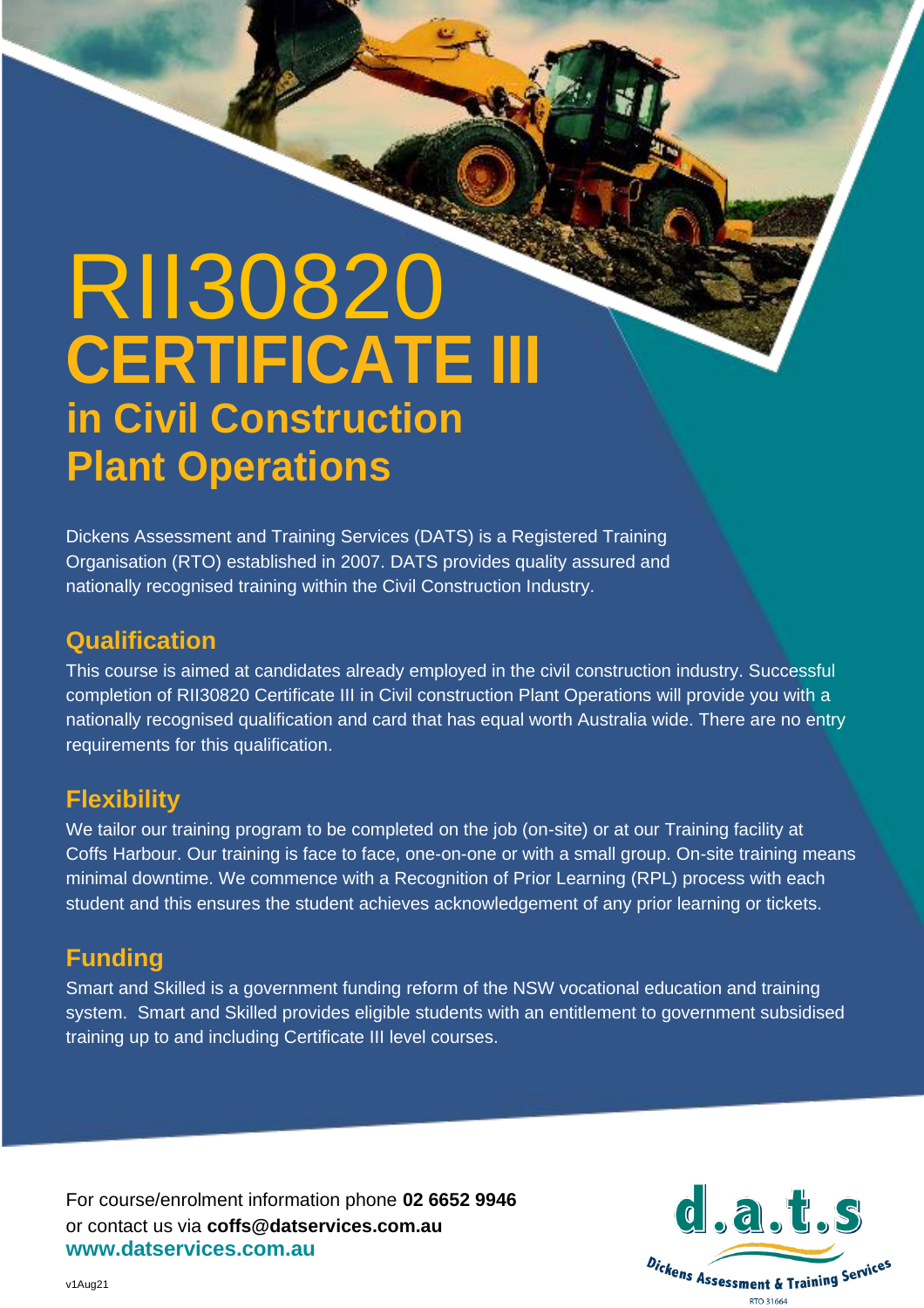# RII30820 CERTIFICATE III in Civil Construction Plant Operations

Dickens Assessment and Training Services (DATS) is a Registered Training Organisation (RTO) established in 2007. DATS provides quality assured and nationally recognised training within the Civil Construction Industry.

## Qualification

This course is aimed at candidates already employed in the civil construction industry. Successful completion of RII30820 Certificate III in Civil construction Plant Operations will provide you with a nationally recognised qualification and card that has equal worth Australia wide. There are no entry requirements for this qualification.

## Flexibility

We tailor our training program to be completed on the job (on-site) or at our Training facility at Coffs Harbour. Our training is face to face, one-on-one or with a small group. On-site training means minimal downtime. We commence with a Recognition of Prior Learning (RPL) process with each student and this ensures the student achieves acknowledgement of any prior learning or tickets.

## Funding

Smart and Skilled is a government funding reform of the NSW vocational education and training system. Smart and Skilled provides eligible students with an entitlement to government subsidised training up to and including Certificate III level courses.

For course/enrolment information phone **02 6652 9946**
or contact us via **coffs@datservices.com.au**
**www.datservices.com.au**

d.a.t.s
Dickens Assessment & Training Services
RTO 31664

v1Aug21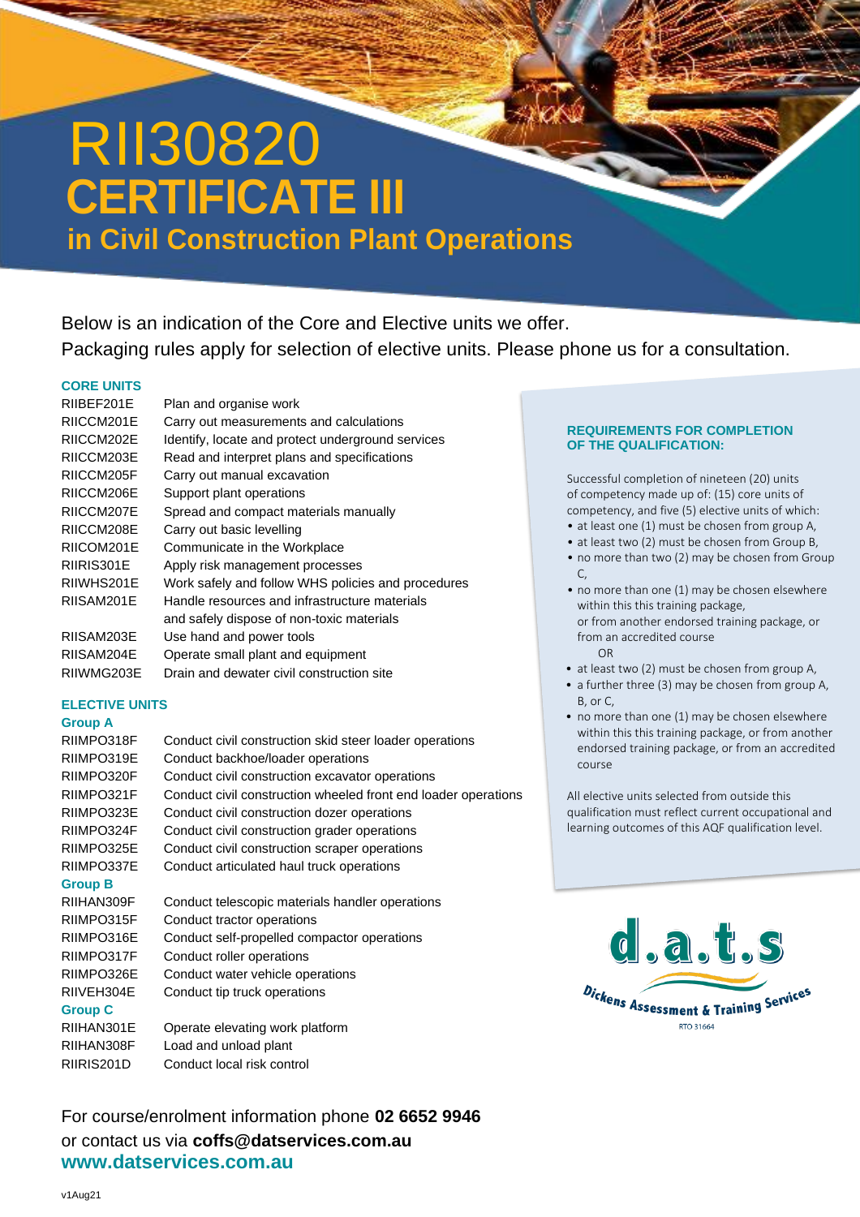# RII30820
# CERTIFICATE III
## in Civil Construction Plant Operations

Below is an indication of the Core and Elective units we offer.
Packaging rules apply for selection of elective units. Please phone us for a consultation.

### CORE UNITS

| | |
|---|---|
| RIIBEF201E | Plan and organise work |
| RIICCM201E | Carry out measurements and calculations |
| RIICCM202E | Identify, locate and protect underground services |
| RIICCM203E | Read and interpret plans and specifications |
| RIICCM205F | Carry out manual excavation |
| RIICCM206E | Support plant operations |
| RIICCM207E | Spread and compact materials manually |
| RIICCM208E | Carry out basic levelling |
| RIICOM201E | Communicate in the Workplace |
| RIIRIS301E | Apply risk management processes |
| RIIWHS201E | Work safely and follow WHS policies and procedures |
| RIISAM201E | Handle resources and infrastructure materials and safely dispose of non-toxic materials |
| RIISAM203E | Use hand and power tools |
| RIISAM204E | Operate small plant and equipment |
| RIIWMG203E | Drain and dewater civil construction site |

### ELECTIVE UNITS

**Group A**

| | |
|---|---|
| RIIMPO318F | Conduct civil construction skid steer loader operations |
| RIIMPO319E | Conduct backhoe/loader operations |
| RIIMPO320F | Conduct civil construction excavator operations |
| RIIMPO321F | Conduct civil construction wheeled front end loader operations |
| RIIMPO323E | Conduct civil construction dozer operations |
| RIIMPO324F | Conduct civil construction grader operations |
| RIIMPO325E | Conduct civil construction scraper operations |
| RIIMPO337E | Conduct articulated haul truck operations |

**Group B**

| | |
|---|---|
| RIIHAN309F | Conduct telescopic materials handler operations |
| RIIMPO315F | Conduct tractor operations |
| RIIMPO316E | Conduct self-propelled compactor operations |
| RIIMPO317F | Conduct roller operations |
| RIIMPO326E | Conduct water vehicle operations |
| RIIVEH304E | Conduct tip truck operations |

**Group C**

| | |
|---|---|
| RIIHAN301E | Operate elevating work platform |
| RIIHAN308F | Load and unload plant |
| RIIRIS201D | Conduct local risk control |

### REQUIREMENTS FOR COMPLETION OF THE QUALIFICATION:

Successful completion of nineteen (20) units of competency made up of: (15) core units of competency, and five (5) elective units of which:

- at least one (1) must be chosen from group A,
- at least two (2) must be chosen from Group B,
- no more than two (2) may be chosen from Group C,
- no more than one (1) may be chosen elsewhere within this this training package, or from another endorsed training package, or from an accredited course

OR

- at least two (2) must be chosen from group A,
- a further three (3) may be chosen from group A, B, or C,
- no more than one (1) may be chosen elsewhere within this training package, or from another endorsed training package, or from an accredited course

All elective units selected from outside this qualification must reflect current occupational and learning outcomes of this AQF qualification level.

d.a.t.s
Dickens Assessment & Training Services
RTO 31664

For course/enrolment information phone **02 6652 9946**
or contact us via **coffs@datservices.com.au**
**www.datservices.com.au**

v1Aug21